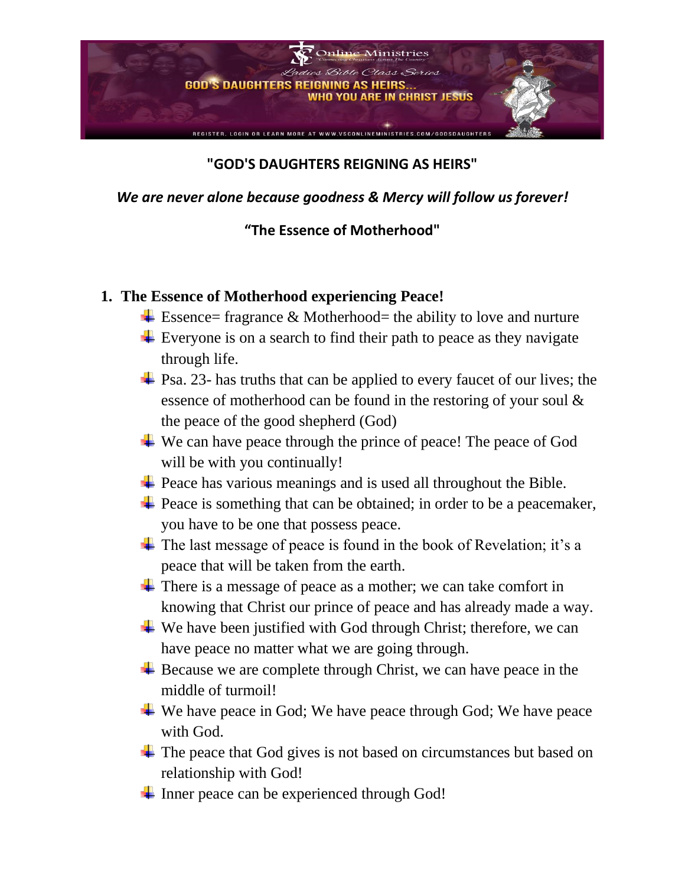# "GOD'S DAUGHTERS REIGNING AS HEIRS"

***We are never alone because goodness & Mercy will follow us forever!***

**"The Essence of Motherhood"**

1. **The Essence of Motherhood experiencing Peace!**
   - Essence= fragrance & Motherhood= the ability to love and nurture
   - Everyone is on a search to find their path to peace as they navigate through life.
   - Psa. 23- has truths that can be applied to every faucet of our lives; the essence of motherhood can be found in the restoring of your soul & the peace of the good shepherd (God)
   - We can have peace through the prince of peace! The peace of God will be with you continually!
   - Peace has various meanings and is used all throughout the Bible.
   - Peace is something that can be obtained; in order to be a peacemaker, you have to be one that possess peace.
   - The last message of peace is found in the book of Revelation; it's a peace that will be taken from the earth.
   - There is a message of peace as a mother; we can take comfort in knowing that Christ our prince of peace and has already made a way.
   - We have been justified with God through Christ; therefore, we can have peace no matter what we are going through.
   - Because we are complete through Christ, we can have peace in the middle of turmoil!
   - We have peace in God; We have peace through God; We have peace with God.
   - The peace that God gives is not based on circumstances but based on relationship with God!
   - Inner peace can be experienced through God!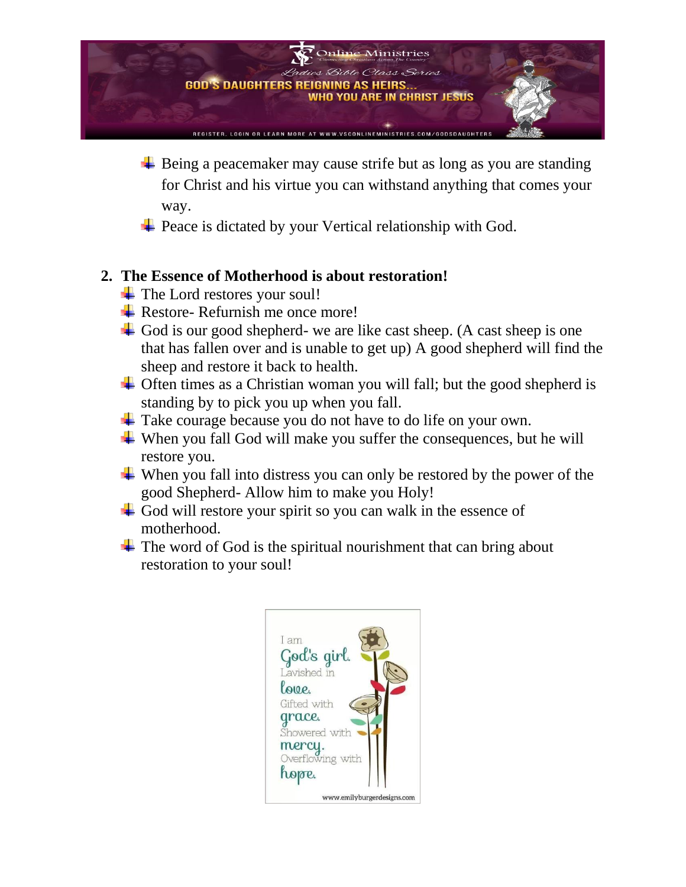- Being a peacemaker may cause strife but as long as you are standing for Christ and his virtue you can withstand anything that comes your way.
- Peace is dictated by your Vertical relationship with God.

2. **The Essence of Motherhood is about restoration!**
   - The Lord restores your soul!
   - Restore- Refurnish me once more!
   - God is our good shepherd- we are like cast sheep. (A cast sheep is one that has fallen over and is unable to get up) A good shepherd will find the sheep and restore it back to health.
   - Often times as a Christian woman you will fall; but the good shepherd is standing by to pick you up when you fall.
   - Take courage because you do not have to do life on your own.
   - When you fall God will make you suffer the consequences, but he will restore you.
   - When you fall into distress you can only be restored by the power of the good Shepherd- Allow him to make you Holy!
   - God will restore your spirit so you can walk in the essence of motherhood.
   - The word of God is the spiritual nourishment that can bring about restoration to your soul!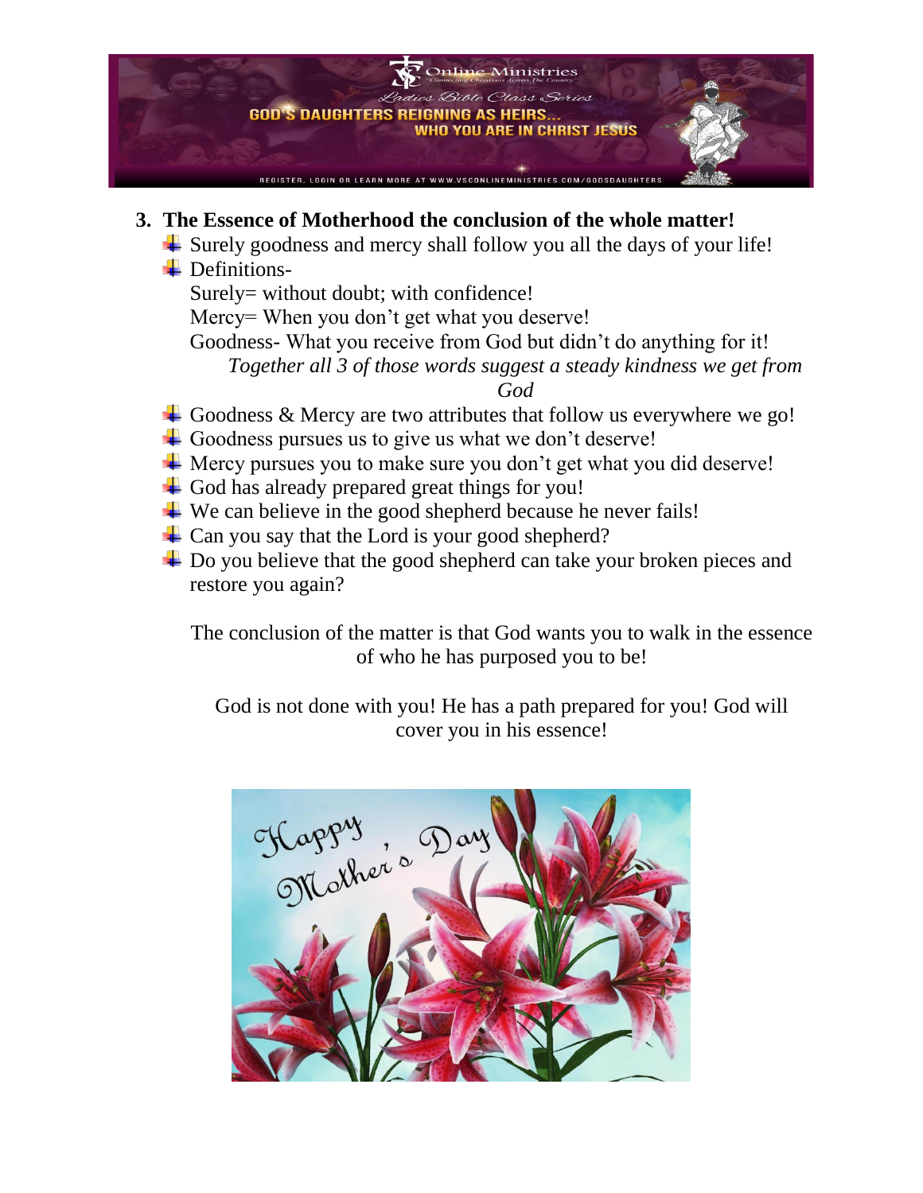## 3. The Essence of Motherhood the conclusion of the whole matter!

- Surely goodness and mercy shall follow you all the days of your life!
- Definitions-

  Surely= without doubt; with confidence!

  Mercy= When you don't get what you deserve!

  Goodness- What you receive from God but didn't do anything for it!

  *Together all 3 of those words suggest a steady kindness we get from God*

- Goodness & Mercy are two attributes that follow us everywhere we go!
- Goodness pursues us to give us what we don't deserve!
- Mercy pursues you to make sure you don't get what you did deserve!
- God has already prepared great things for you!
- We can believe in the good shepherd because he never fails!
- Can you say that the Lord is your good shepherd?
- Do you believe that the good shepherd can take your broken pieces and restore you again?

The conclusion of the matter is that God wants you to walk in the essence of who he has purposed you to be!

God is not done with you! He has a path prepared for you! God will cover you in his essence!